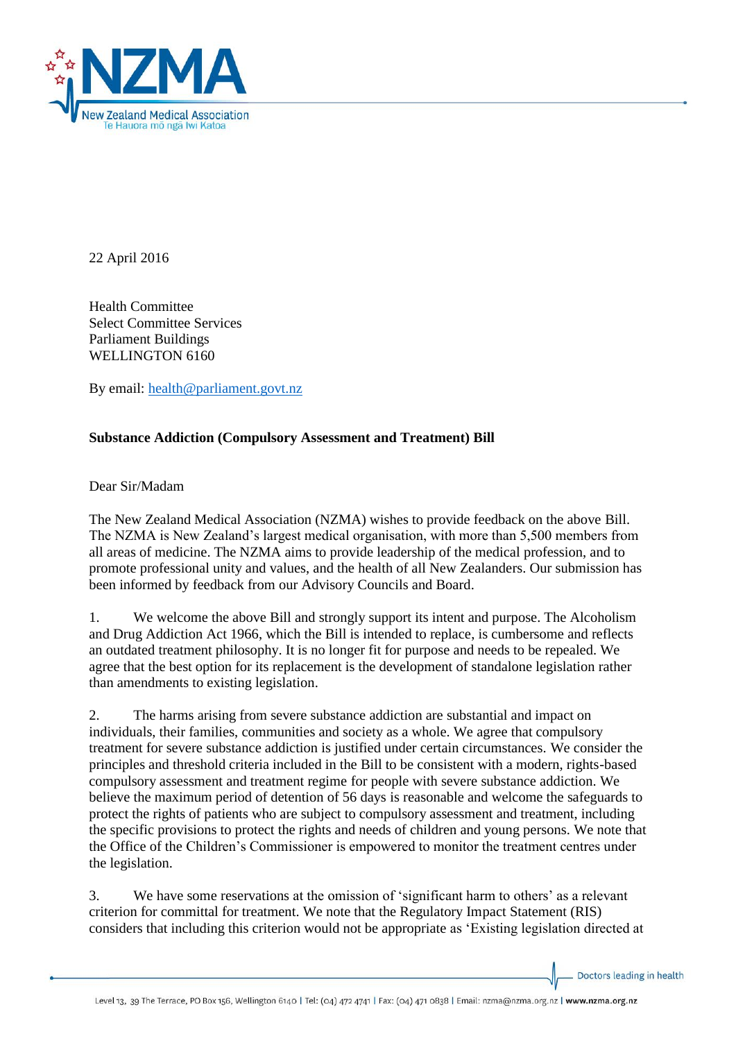22 April 2016

Health Committee
Select Committee Services
Parliament Buildings
WELLINGTON 6160

By email: health@parliament.govt.nz

**Substance Addiction (Compulsory Assessment and Treatment) Bill**

Dear Sir/Madam

The New Zealand Medical Association (NZMA) wishes to provide feedback on the above Bill. The NZMA is New Zealand's largest medical organisation, with more than 5,500 members from all areas of medicine. The NZMA aims to provide leadership of the medical profession, and to promote professional unity and values, and the health of all New Zealanders. Our submission has been informed by feedback from our Advisory Councils and Board.

1. We welcome the above Bill and strongly support its intent and purpose. The Alcoholism and Drug Addiction Act 1966, which the Bill is intended to replace, is cumbersome and reflects an outdated treatment philosophy. It is no longer fit for purpose and needs to be repealed. We agree that the best option for its replacement is the development of standalone legislation rather than amendments to existing legislation.

2. The harms arising from severe substance addiction are substantial and impact on individuals, their families, communities and society as a whole. We agree that compulsory treatment for severe substance addiction is justified under certain circumstances. We consider the principles and threshold criteria included in the Bill to be consistent with a modern, rights-based compulsory assessment and treatment regime for people with severe substance addiction. We believe the maximum period of detention of 56 days is reasonable and welcome the safeguards to protect the rights of patients who are subject to compulsory assessment and treatment, including the specific provisions to protect the rights and needs of children and young persons. We note that the Office of the Children's Commissioner is empowered to monitor the treatment centres under the legislation.

3. We have some reservations at the omission of 'significant harm to others' as a relevant criterion for committal for treatment. We note that the Regulatory Impact Statement (RIS) considers that including this criterion would not be appropriate as 'Existing legislation directed at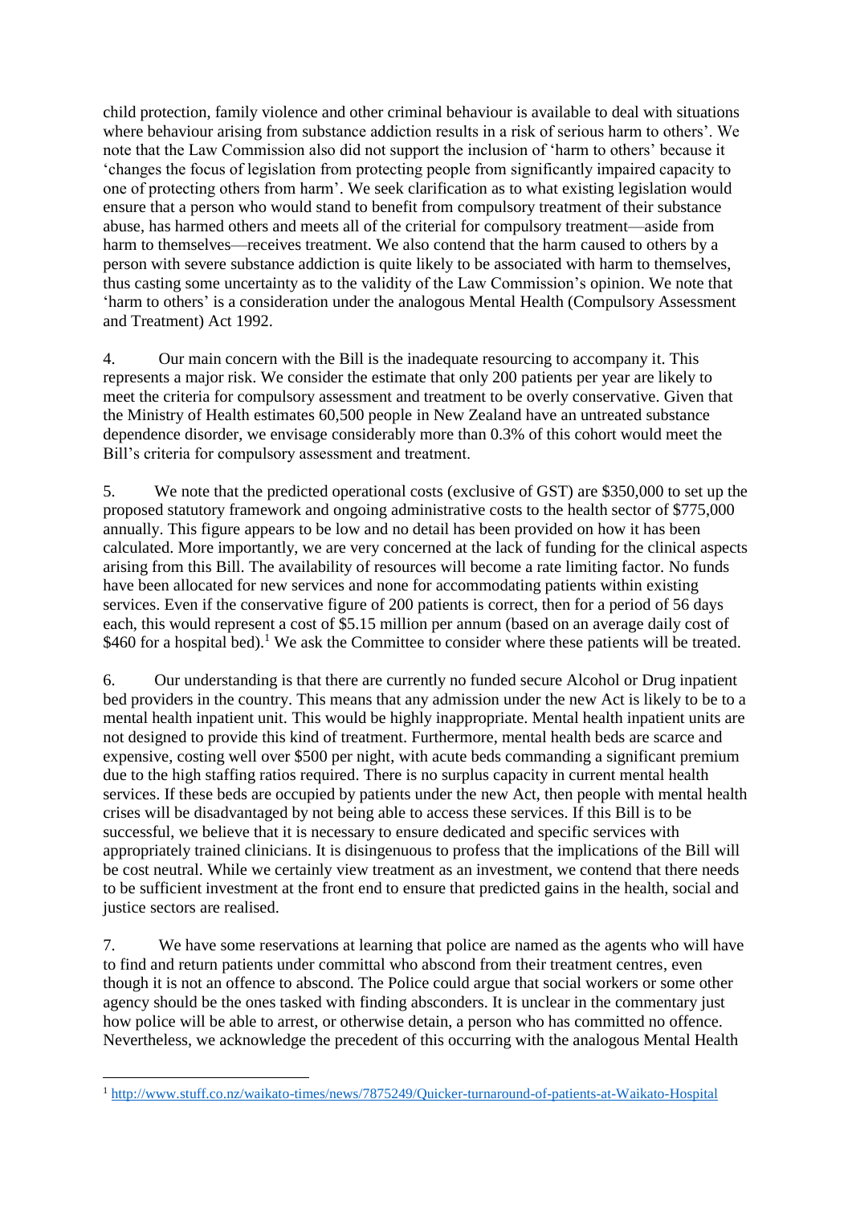child protection, family violence and other criminal behaviour is available to deal with situations where behaviour arising from substance addiction results in a risk of serious harm to others'. We note that the Law Commission also did not support the inclusion of 'harm to others' because it 'changes the focus of legislation from protecting people from significantly impaired capacity to one of protecting others from harm'. We seek clarification as to what existing legislation would ensure that a person who would stand to benefit from compulsory treatment of their substance abuse, has harmed others and meets all of the criterial for compulsory treatment—aside from harm to themselves—receives treatment. We also contend that the harm caused to others by a person with severe substance addiction is quite likely to be associated with harm to themselves, thus casting some uncertainty as to the validity of the Law Commission's opinion. We note that 'harm to others' is a consideration under the analogous Mental Health (Compulsory Assessment and Treatment) Act 1992.

4. Our main concern with the Bill is the inadequate resourcing to accompany it. This represents a major risk. We consider the estimate that only 200 patients per year are likely to meet the criteria for compulsory assessment and treatment to be overly conservative. Given that the Ministry of Health estimates 60,500 people in New Zealand have an untreated substance dependence disorder, we envisage considerably more than 0.3% of this cohort would meet the Bill's criteria for compulsory assessment and treatment.

5. We note that the predicted operational costs (exclusive of GST) are $350,000 to set up the proposed statutory framework and ongoing administrative costs to the health sector of $775,000 annually. This figure appears to be low and no detail has been provided on how it has been calculated. More importantly, we are very concerned at the lack of funding for the clinical aspects arising from this Bill. The availability of resources will become a rate limiting factor. No funds have been allocated for new services and none for accommodating patients within existing services. Even if the conservative figure of 200 patients is correct, then for a period of 56 days each, this would represent a cost of $5.15 million per annum (based on an average daily cost of $460 for a hospital bed).[1] We ask the Committee to consider where these patients will be treated.

6. Our understanding is that there are currently no funded secure Alcohol or Drug inpatient bed providers in the country. This means that any admission under the new Act is likely to be to a mental health inpatient unit. This would be highly inappropriate. Mental health inpatient units are not designed to provide this kind of treatment. Furthermore, mental health beds are scarce and expensive, costing well over $500 per night, with acute beds commanding a significant premium due to the high staffing ratios required. There is no surplus capacity in current mental health services. If these beds are occupied by patients under the new Act, then people with mental health crises will be disadvantaged by not being able to access these services. If this Bill is to be successful, we believe that it is necessary to ensure dedicated and specific services with appropriately trained clinicians. It is disingenuous to profess that the implications of the Bill will be cost neutral. While we certainly view treatment as an investment, we contend that there needs to be sufficient investment at the front end to ensure that predicted gains in the health, social and justice sectors are realised.

7. We have some reservations at learning that police are named as the agents who will have to find and return patients under committal who abscond from their treatment centres, even though it is not an offence to abscond. The Police could argue that social workers or some other agency should be the ones tasked with finding absconders. It is unclear in the commentary just how police will be able to arrest, or otherwise detain, a person who has committed no offence. Nevertheless, we acknowledge the precedent of this occurring with the analogous Mental Health

[1] http://www.stuff.co.nz/waikato-times/news/7875249/Quicker-turnaround-of-patients-at-Waikato-Hospital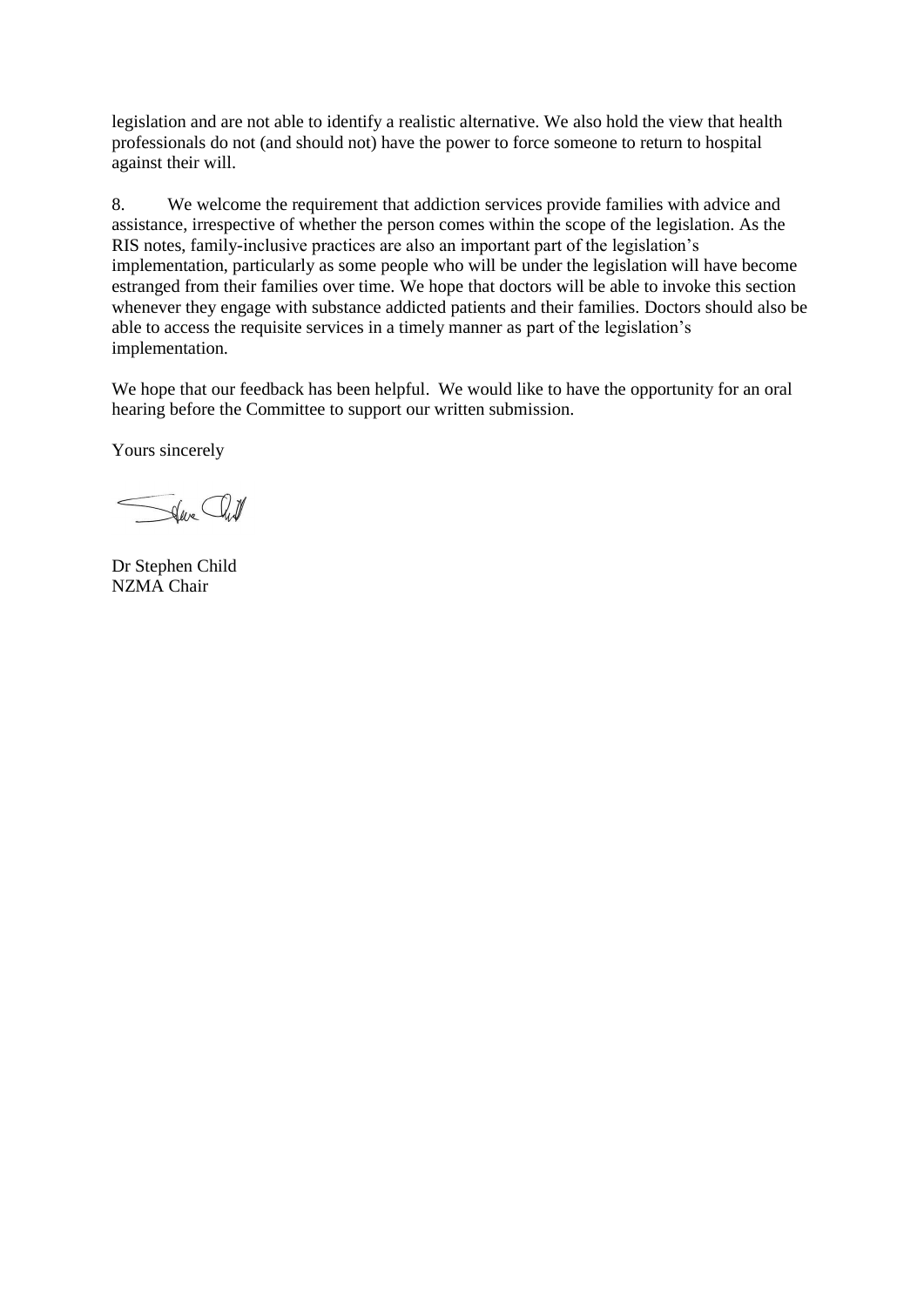legislation and are not able to identify a realistic alternative. We also hold the view that health professionals do not (and should not) have the power to force someone to return to hospital against their will.

8. We welcome the requirement that addiction services provide families with advice and assistance, irrespective of whether the person comes within the scope of the legislation. As the RIS notes, family-inclusive practices are also an important part of the legislation's implementation, particularly as some people who will be under the legislation will have become estranged from their families over time. We hope that doctors will be able to invoke this section whenever they engage with substance addicted patients and their families. Doctors should also be able to access the requisite services in a timely manner as part of the legislation's implementation.

We hope that our feedback has been helpful. We would like to have the opportunity for an oral hearing before the Committee to support our written submission.

Yours sincerely

Dr Stephen Child
NZMA Chair